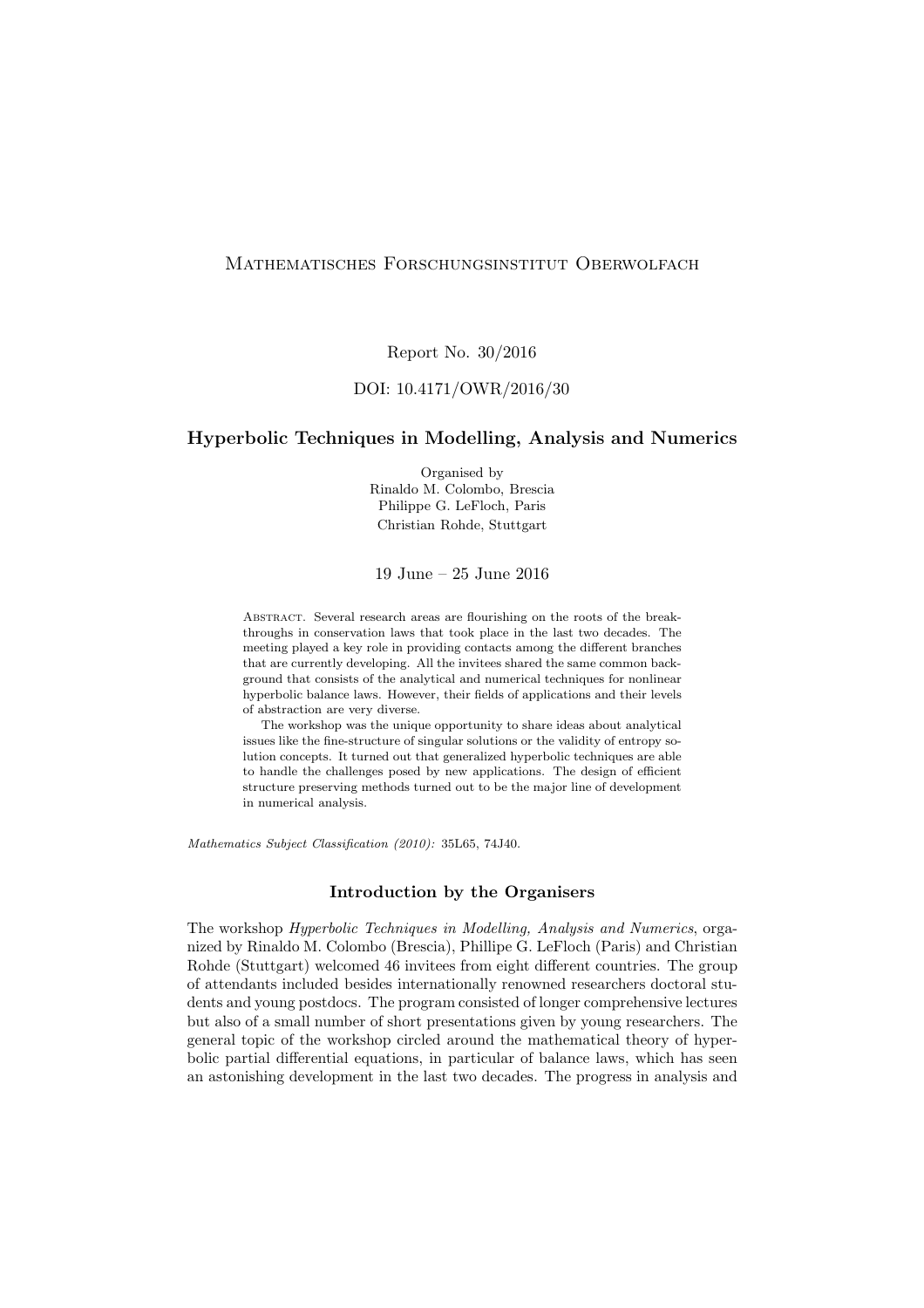Mathematisches Forschungsinstitut Oberwolfach

Report No. 30/2016

DOI: 10.4171/OWR/2016/30

# Hyperbolic Techniques in Modelling, Analysis and Numerics

Organised by
Rinaldo M. Colombo, Brescia
Philippe G. LeFloch, Paris
Christian Rohde, Stuttgart

19 June – 25 June 2016

Abstract. Several research areas are flourishing on the roots of the breakthroughs in conservation laws that took place in the last two decades. The meeting played a key role in providing contacts among the different branches that are currently developing. All the invitees shared the same common background that consists of the analytical and numerical techniques for nonlinear hyperbolic balance laws. However, their fields of applications and their levels of abstraction are very diverse.

The workshop was the unique opportunity to share ideas about analytical issues like the fine-structure of singular solutions or the validity of entropy solution concepts. It turned out that generalized hyperbolic techniques are able to handle the challenges posed by new applications. The design of efficient structure preserving methods turned out to be the major line of development in numerical analysis.

*Mathematics Subject Classification (2010):* 35L65, 74J40.

## Introduction by the Organisers

The workshop *Hyperbolic Techniques in Modelling, Analysis and Numerics*, organized by Rinaldo M. Colombo (Brescia), Phillipe G. LeFloch (Paris) and Christian Rohde (Stuttgart) welcomed 46 invitees from eight different countries. The group of attendants included besides internationally renowned researchers doctoral students and young postdocs. The program consisted of longer comprehensive lectures but also of a small number of short presentations given by young researchers. The general topic of the workshop circled around the mathematical theory of hyperbolic partial differential equations, in particular of balance laws, which has seen an astonishing development in the last two decades. The progress in analysis and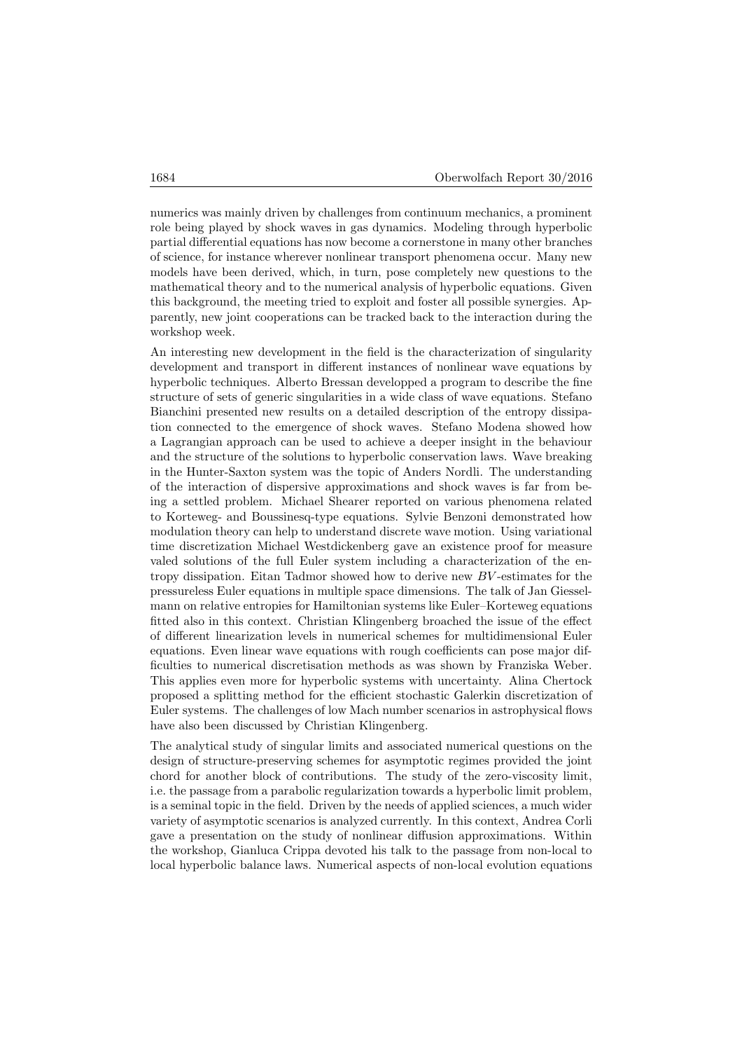numerics was mainly driven by challenges from continuum mechanics, a prominent role being played by shock waves in gas dynamics. Modeling through hyperbolic partial differential equations has now become a cornerstone in many other branches of science, for instance wherever nonlinear transport phenomena occur. Many new models have been derived, which, in turn, pose completely new questions to the mathematical theory and to the numerical analysis of hyperbolic equations. Given this background, the meeting tried to exploit and foster all possible synergies. Apparently, new joint cooperations can be tracked back to the interaction during the workshop week.

An interesting new development in the field is the characterization of singularity development and transport in different instances of nonlinear wave equations by hyperbolic techniques. Alberto Bressan developped a program to describe the fine structure of sets of generic singularities in a wide class of wave equations. Stefano Bianchini presented new results on a detailed description of the entropy dissipation connected to the emergence of shock waves. Stefano Modena showed how a Lagrangian approach can be used to achieve a deeper insight in the behaviour and the structure of the solutions to hyperbolic conservation laws. Wave breaking in the Hunter-Saxton system was the topic of Anders Nordli. The understanding of the interaction of dispersive approximations and shock waves is far from being a settled problem. Michael Shearer reported on various phenomena related to Korteweg- and Boussinesq-type equations. Sylvie Benzoni demonstrated how modulation theory can help to understand discrete wave motion. Using variational time discretization Michael Westdickenberg gave an existence proof for measure valed solutions of the full Euler system including a characterization of the entropy dissipation. Eitan Tadmor showed how to derive new $BV$-estimates for the pressureless Euler equations in multiple space dimensions. The talk of Jan Giesselmann on relative entropies for Hamiltonian systems like Euler–Korteweg equations fitted also in this context. Christian Klingenberg broached the issue of the effect of different linearization levels in numerical schemes for multidimensional Euler equations. Even linear wave equations with rough coefficients can pose major difficulties to numerical discretisation methods as was shown by Franziska Weber. This applies even more for hyperbolic systems with uncertainty. Alina Chertock proposed a splitting method for the efficient stochastic Galerkin discretization of Euler systems. The challenges of low Mach number scenarios in astrophysical flows have also been discussed by Christian Klingenberg.

The analytical study of singular limits and associated numerical questions on the design of structure-preserving schemes for asymptotic regimes provided the joint chord for another block of contributions. The study of the zero-viscosity limit, i.e. the passage from a parabolic regularization towards a hyperbolic limit problem, is a seminal topic in the field. Driven by the needs of applied sciences, a much wider variety of asymptotic scenarios is analyzed currently. In this context, Andrea Corli gave a presentation on the study of nonlinear diffusion approximations. Within the workshop, Gianluca Crippa devoted his talk to the passage from non-local to local hyperbolic balance laws. Numerical aspects of non-local evolution equations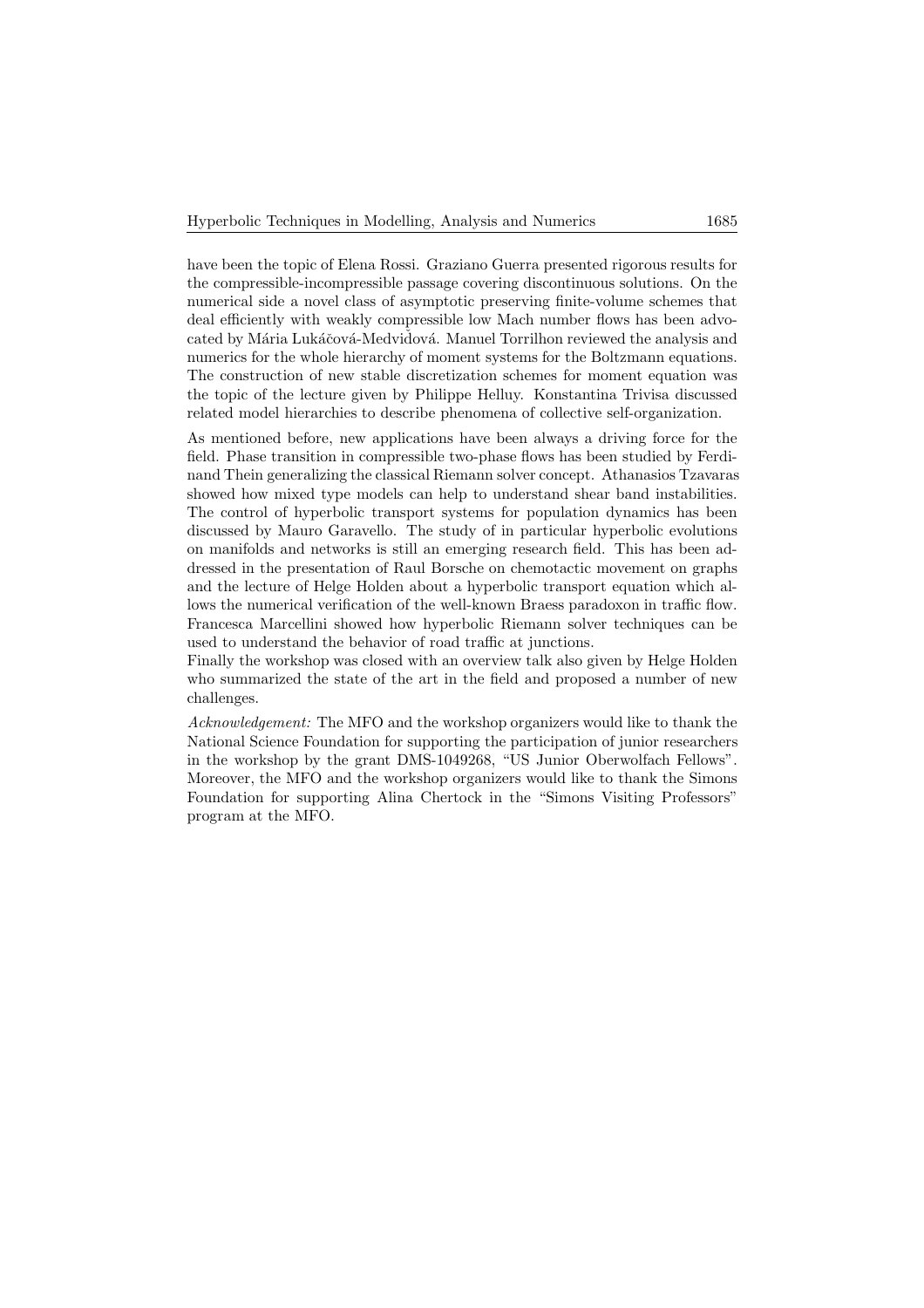have been the topic of Elena Rossi. Graziano Guerra presented rigorous results for the compressible-incompressible passage covering discontinuous solutions. On the numerical side a novel class of asymptotic preserving finite-volume schemes that deal efficiently with weakly compressible low Mach number flows has been advocated by Mária Lukáčová-Medviďová. Manuel Torrilhon reviewed the analysis and numerics for the whole hierarchy of moment systems for the Boltzmann equations. The construction of new stable discretization schemes for moment equation was the topic of the lecture given by Philippe Helluy. Konstantina Trivisa discussed related model hierarchies to describe phenomena of collective self-organization.

As mentioned before, new applications have been always a driving force for the field. Phase transition in compressible two-phase flows has been studied by Ferdinand Thein generalizing the classical Riemann solver concept. Athanasios Tzavaras showed how mixed type models can help to understand shear band instabilities. The control of hyperbolic transport systems for population dynamics has been discussed by Mauro Garavello. The study of in particular hyperbolic evolutions on manifolds and networks is still an emerging research field. This has been addressed in the presentation of Raul Borsche on chemotactic movement on graphs and the lecture of Helge Holden about a hyperbolic transport equation which allows the numerical verification of the well-known Braess paradoxon in traffic flow. Francesca Marcellini showed how hyperbolic Riemann solver techniques can be used to understand the behavior of road traffic at junctions.
Finally the workshop was closed with an overview talk also given by Helge Holden who summarized the state of the art in the field and proposed a number of new challenges.

*Acknowledgement:* The MFO and the workshop organizers would like to thank the National Science Foundation for supporting the participation of junior researchers in the workshop by the grant DMS-1049268, "US Junior Oberwolfach Fellows". Moreover, the MFO and the workshop organizers would like to thank the Simons Foundation for supporting Alina Chertock in the "Simons Visiting Professors" program at the MFO.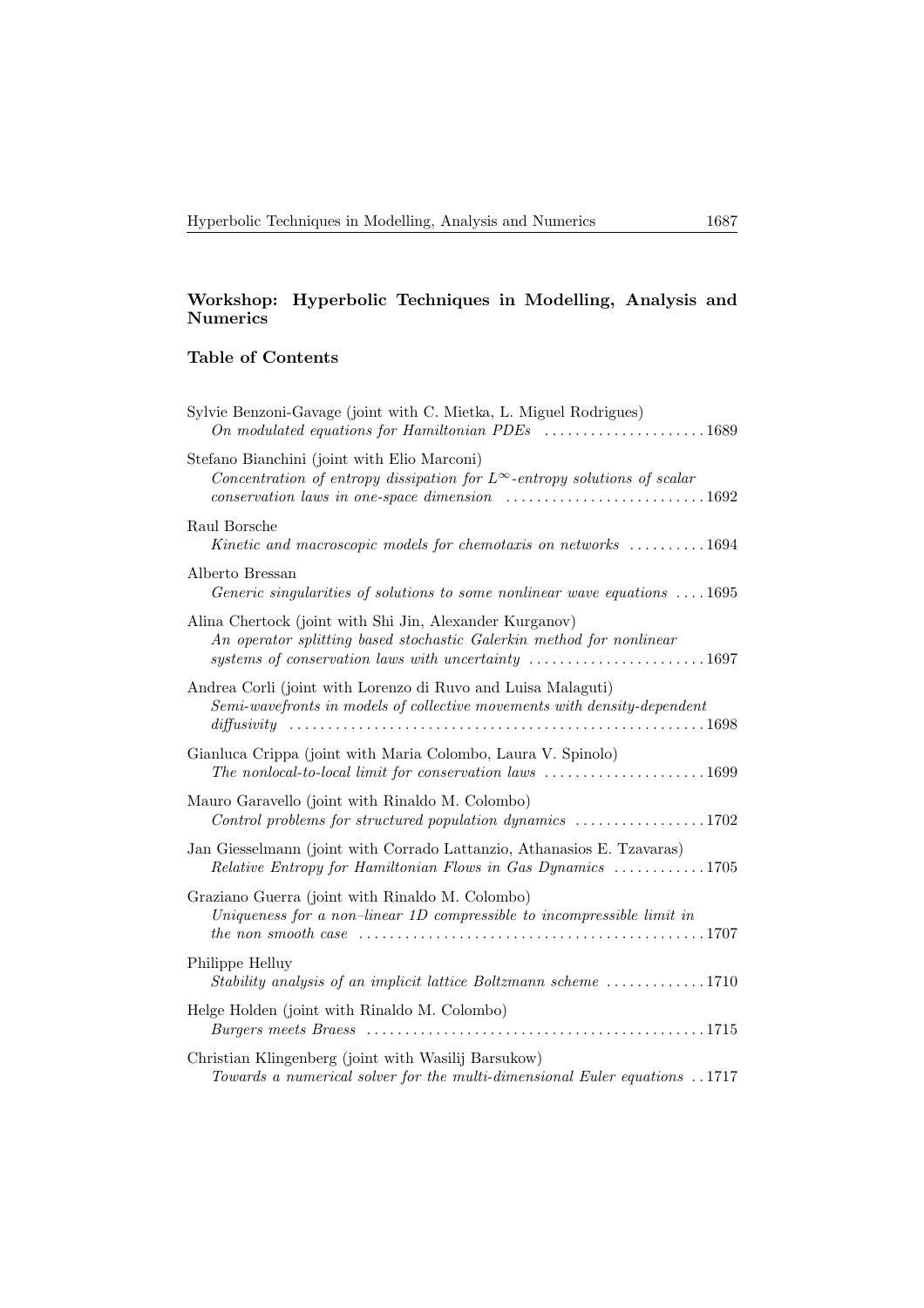## Workshop: Hyperbolic Techniques in Modelling, Analysis and Numerics

### Table of Contents

Sylvie Benzoni-Gavage (joint with C. Mietka, L. Miguel Rodrigues)
*On modulated equations for Hamiltonian PDEs* ..................... 1689

Stefano Bianchini (joint with Elio Marconi)
*Concentration of entropy dissipation for $L^\infty$-entropy solutions of scalar conservation laws in one-space dimension* .......................... 1692

Raul Borsche
*Kinetic and macroscopic models for chemotaxis on networks* .......... 1694

Alberto Bressan
*Generic singularities of solutions to some nonlinear wave equations* .... 1695

Alina Chertock (joint with Shi Jin, Alexander Kurganov)
*An operator splitting based stochastic Galerkin method for nonlinear systems of conservation laws with uncertainty* ....................... 1697

Andrea Corli (joint with Lorenzo di Ruvo and Luisa Malaguti)
*Semi-wavefronts in models of collective movements with density-dependent diffusivity* ...................................................... 1698

Gianluca Crippa (joint with Maria Colombo, Laura V. Spinolo)
*The nonlocal-to-local limit for conservation laws* ..................... 1699

Mauro Garavello (joint with Rinaldo M. Colombo)
*Control problems for structured population dynamics* ................. 1702

Jan Giesselmann (joint with Corrado Lattanzio, Athanasios E. Tzavaras)
*Relative Entropy for Hamiltonian Flows in Gas Dynamics* ............ 1705

Graziano Guerra (joint with Rinaldo M. Colombo)
*Uniqueness for a non–linear 1D compressible to incompressible limit in the non smooth case* ............................................. 1707

Philippe Helluy
*Stability analysis of an implicit lattice Boltzmann scheme* ............. 1710

Helge Holden (joint with Rinaldo M. Colombo)
*Burgers meets Braess* ............................................ 1715

Christian Klingenberg (joint with Wasilij Barsukow)
*Towards a numerical solver for the multi-dimensional Euler equations* .. 1717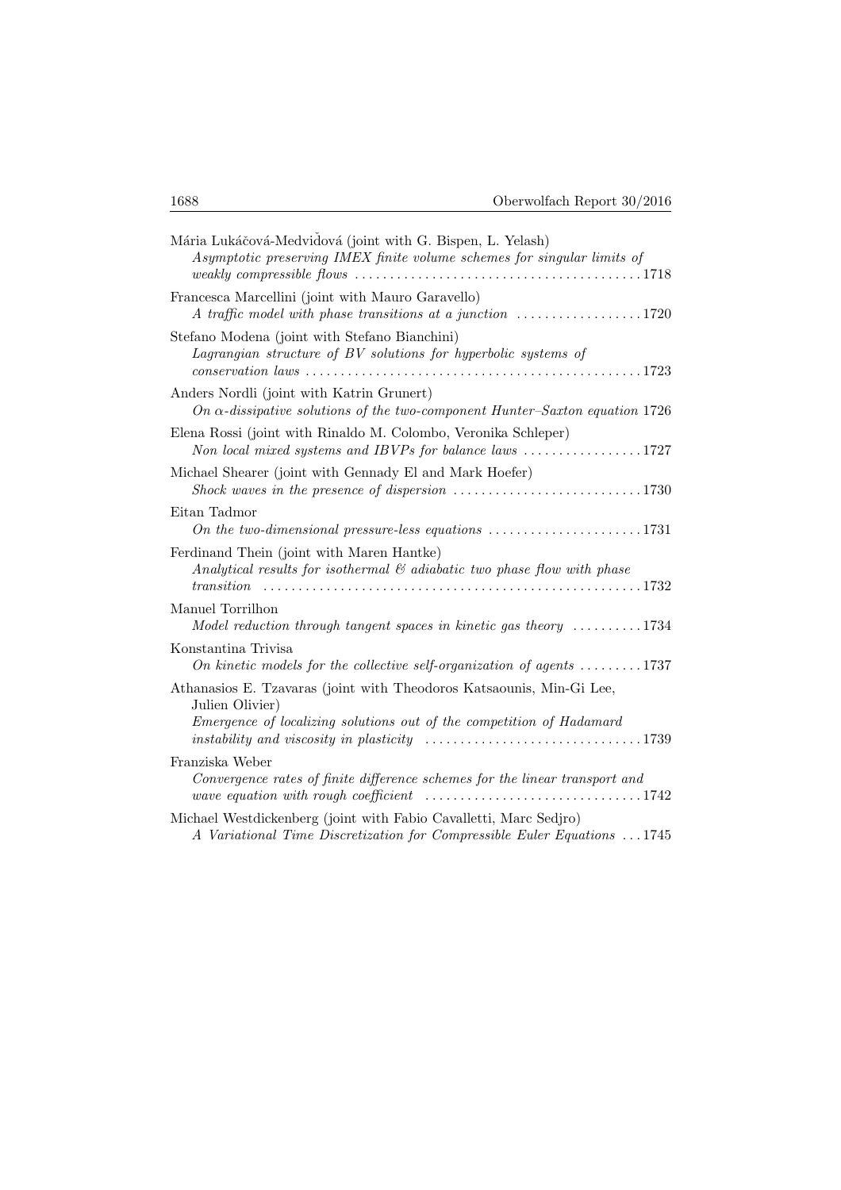Mária Lukáčová-Medvid̆ová (joint with G. Bispen, L. Yelash)
*Asymptotic preserving IMEX finite volume schemes for singular limits of weakly compressible flows* ........................................ 1718

Francesca Marcellini (joint with Mauro Garavello)
*A traffic model with phase transitions at a junction* .................. 1720

Stefano Modena (joint with Stefano Bianchini)
*Lagrangian structure of BV solutions for hyperbolic systems of conservation laws* ............................................... 1723

Anders Nordli (joint with Katrin Grunert)
*On $\alpha$-dissipative solutions of the two-component Hunter–Saxton equation* 1726

Elena Rossi (joint with Rinaldo M. Colombo, Veronika Schleper)
*Non local mixed systems and IBVPs for balance laws* ................. 1727

Michael Shearer (joint with Gennady El and Mark Hoefer)
*Shock waves in the presence of dispersion* ........................... 1730

Eitan Tadmor
*On the two-dimensional pressure-less equations* ...................... 1731

Ferdinand Thein (joint with Maren Hantke)
*Analytical results for isothermal & adiabatic two phase flow with phase transition* ..................................................... 1732

Manuel Torrilhon
*Model reduction through tangent spaces in kinetic gas theory* .......... 1734

Konstantina Trivisa
*On kinetic models for the collective self-organization of agents* ......... 1737

Athanasios E. Tzavaras (joint with Theodoros Katsaounis, Min-Gi Lee, Julien Olivier)
*Emergence of localizing solutions out of the competition of Hadamard instability and viscosity in plasticity* .............................. 1739

Franziska Weber
*Convergence rates of finite difference schemes for the linear transport and wave equation with rough coefficient* ............................... 1742

Michael Westdickenberg (joint with Fabio Cavalletti, Marc Sedjro)
*A Variational Time Discretization for Compressible Euler Equations* ... 1745